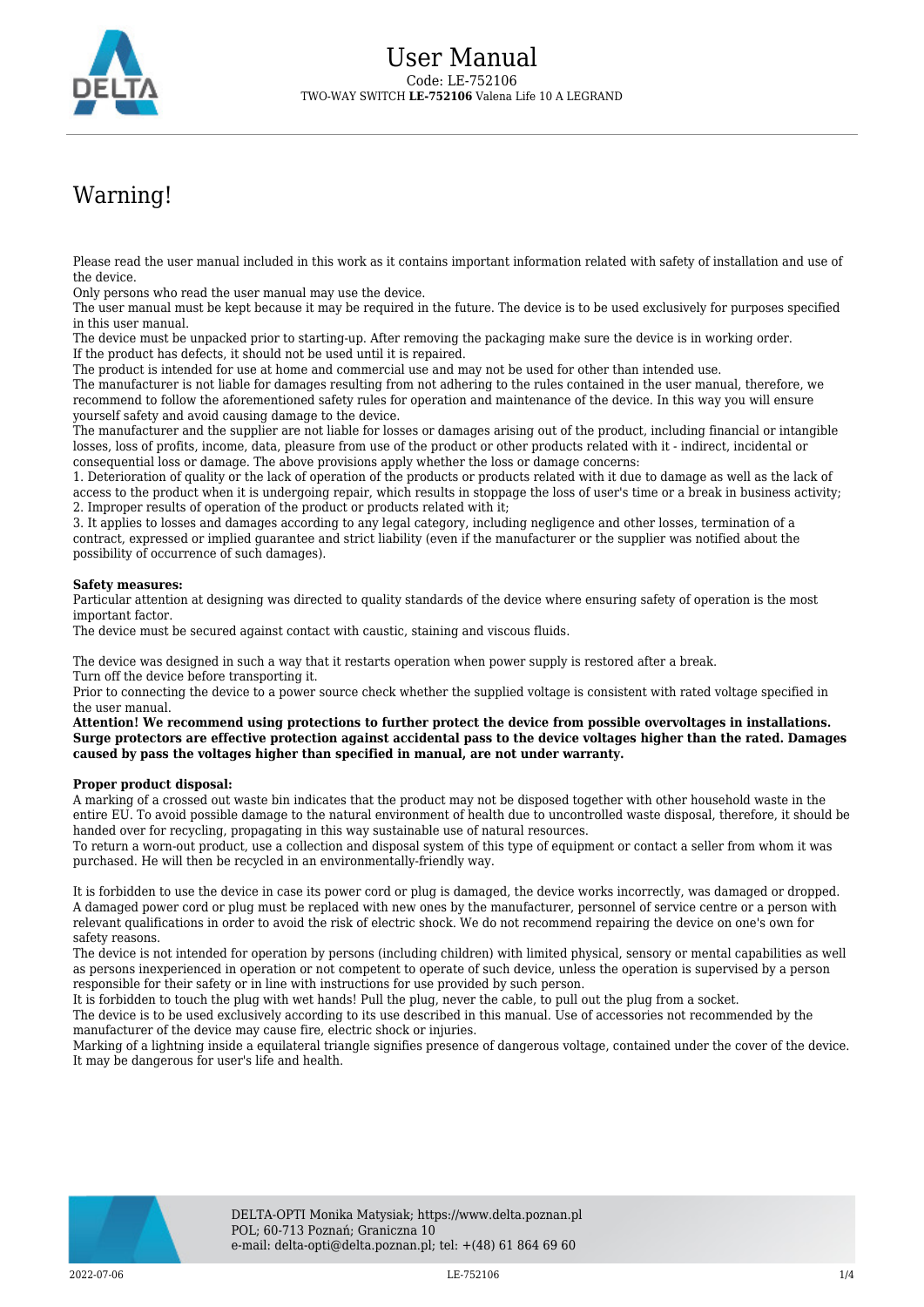# User Manual

Code: LE-752106

TWO-WAY SWITCH **LE-752106** Valena Life 10 A LEGRAND

## Warning!

Please read the user manual included in this work as it contains important information related with safety of installation and use of the device.

Only persons who read the user manual may use the device.

The user manual must be kept because it may be required in the future. The device is to be used exclusively for purposes specified in this user manual.

The device must be unpacked prior to starting-up. After removing the packaging make sure the device is in working order.

If the product has defects, it should not be used until it is repaired.

The product is intended for use at home and commercial use and may not be used for other than intended use.

The manufacturer is not liable for damages resulting from not adhering to the rules contained in the user manual, therefore, we recommend to follow the aforementioned safety rules for operation and maintenance of the device. In this way you will ensure yourself safety and avoid causing damage to the device.

The manufacturer and the supplier are not liable for losses or damages arising out of the product, including financial or intangible losses, loss of profits, income, data, pleasure from use of the product or other products related with it - indirect, incidental or consequential loss or damage. The above provisions apply whether the loss or damage concerns:

1. Deterioration of quality or the lack of operation of the products or products related with it due to damage as well as the lack of access to the product when it is undergoing repair, which results in stoppage the loss of user's time or a break in business activity;
2. Improper results of operation of the product or products related with it;
3. It applies to losses and damages according to any legal category, including negligence and other losses, termination of a contract, expressed or implied guarantee and strict liability (even if the manufacturer or the supplier was notified about the possibility of occurrence of such damages).

**Safety measures:**

Particular attention at designing was directed to quality standards of the device where ensuring safety of operation is the most important factor.

The device must be secured against contact with caustic, staining and viscous fluids.

The device was designed in such a way that it restarts operation when power supply is restored after a break.

Turn off the device before transporting it.

Prior to connecting the device to a power source check whether the supplied voltage is consistent with rated voltage specified in the user manual.

**Attention! We recommend using protections to further protect the device from possible overvoltages in installations. Surge protectors are effective protection against accidental pass to the device voltages higher than the rated. Damages caused by pass the voltages higher than specified in manual, are not under warranty.**

**Proper product disposal:**

A marking of a crossed out waste bin indicates that the product may not be disposed together with other household waste in the entire EU. To avoid possible damage to the natural environment of health due to uncontrolled waste disposal, therefore, it should be handed over for recycling, propagating in this way sustainable use of natural resources.

To return a worn-out product, use a collection and disposal system of this type of equipment or contact a seller from whom it was purchased. He will then be recycled in an environmentally-friendly way.

It is forbidden to use the device in case its power cord or plug is damaged, the device works incorrectly, was damaged or dropped. A damaged power cord or plug must be replaced with new ones by the manufacturer, personnel of service centre or a person with relevant qualifications in order to avoid the risk of electric shock. We do not recommend repairing the device on one's own for safety reasons.

The device is not intended for operation by persons (including children) with limited physical, sensory or mental capabilities as well as persons inexperienced in operation or not competent to operate of such device, unless the operation is supervised by a person responsible for their safety or in line with instructions for use provided by such person.

It is forbidden to touch the plug with wet hands! Pull the plug, never the cable, to pull out the plug from a socket.

The device is to be used exclusively according to its use described in this manual. Use of accessories not recommended by the manufacturer of the device may cause fire, electric shock or injuries.

Marking of a lightning inside a equilateral triangle signifies presence of dangerous voltage, contained under the cover of the device. It may be dangerous for user's life and health.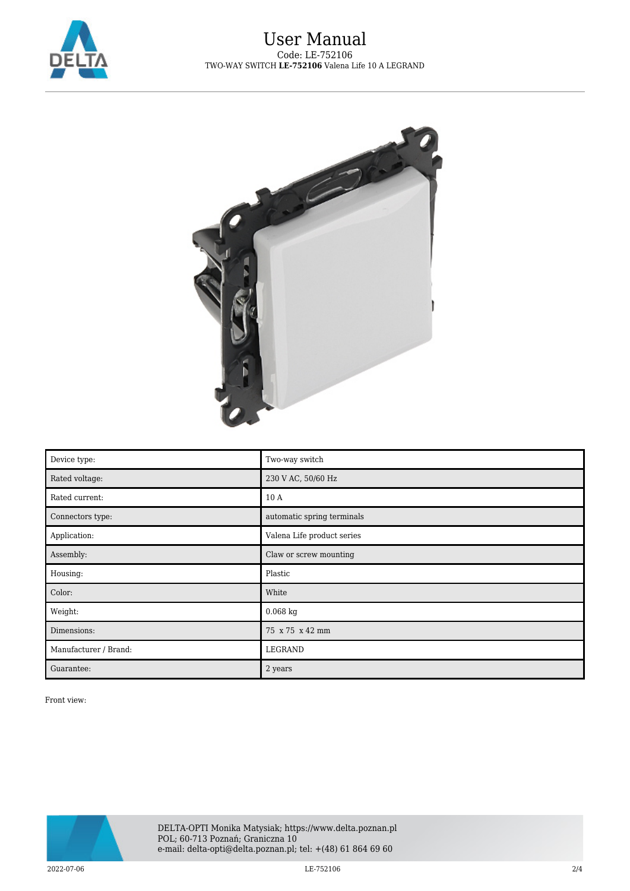| Device type: | Two-way switch |
| --- | --- |
| Rated voltage: | 230 V AC, 50/60 Hz |
| Rated current: | 10 A |
| Connectors type: | automatic spring terminals |
| Application: | Valena Life product series |
| Assembly: | Claw or screw mounting |
| Housing: | Plastic |
| Color: | White |
| Weight: | 0.068 kg |
| Dimensions: | 75 x 75 x 42 mm |
| Manufacturer / Brand: | LEGRAND |
| Guarantee: | 2 years |

Front view: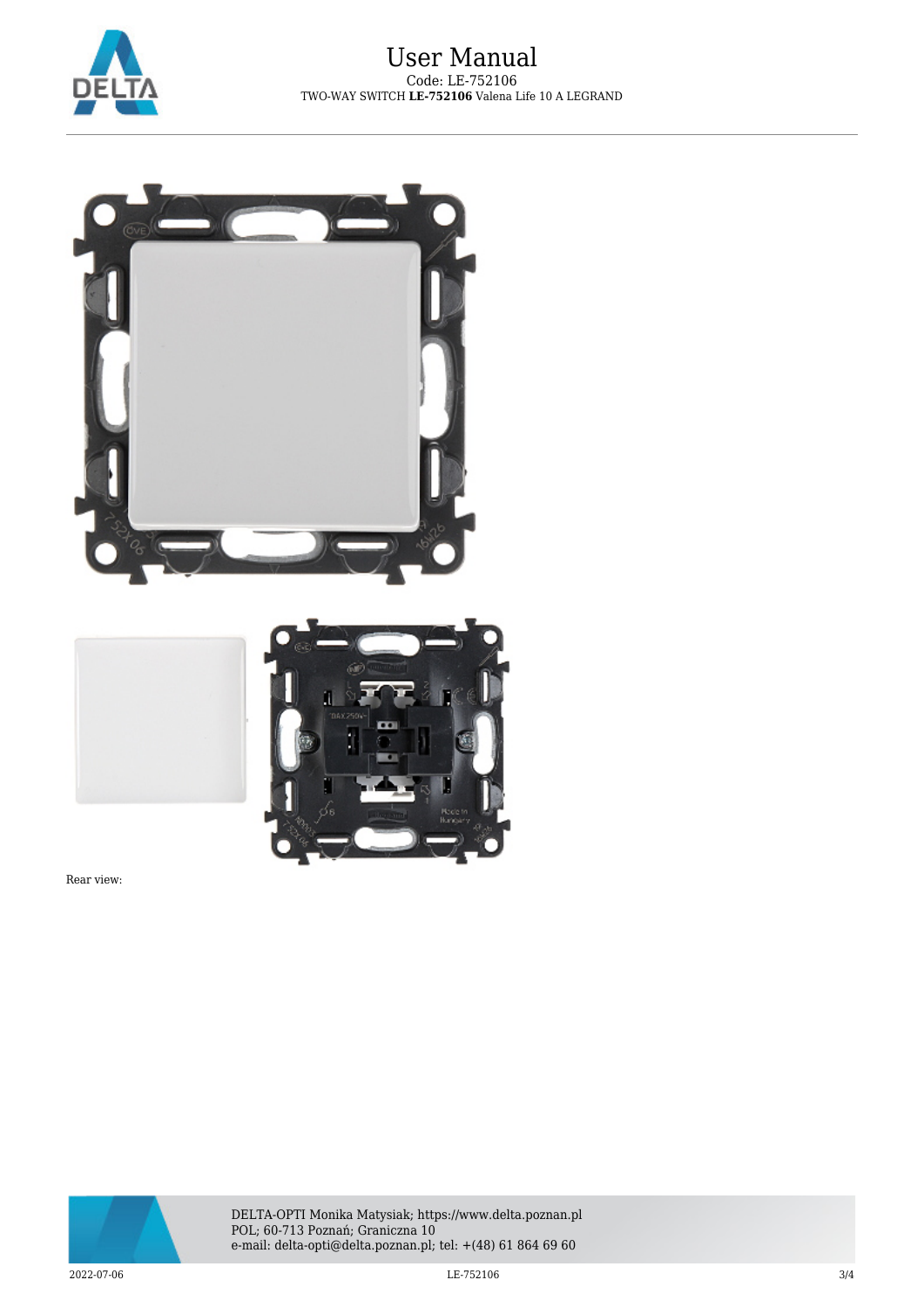Rear view: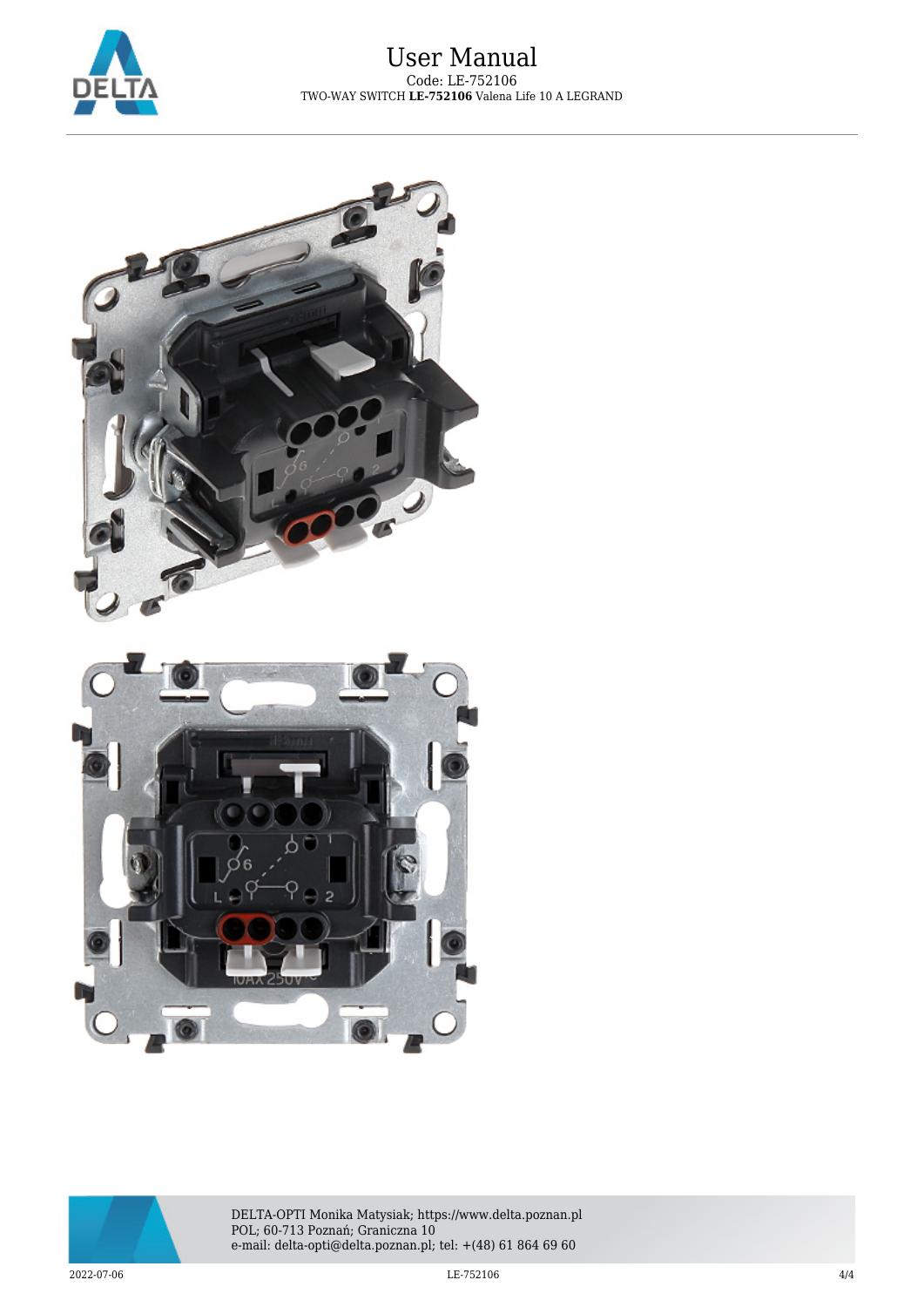# User Manual

Code: LE-752106

TWO-WAY SWITCH **LE-752106** Valena Life 10 A LEGRAND

DELTA-OPTI Monika Matysiak; https://www.delta.poznan.pl
POL; 60-713 Poznań; Graniczna 10
e-mail: delta-opti@delta.poznan.pl; tel: +(48) 61 864 69 60

2022-07-06